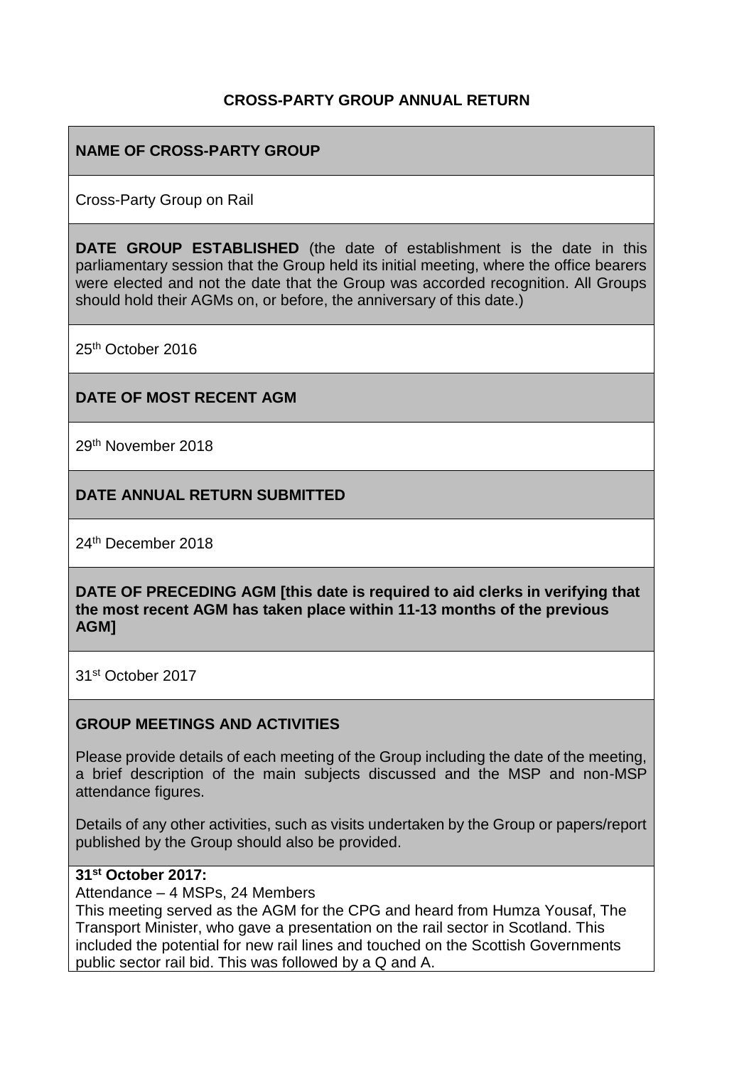**CROSS-PARTY GROUP ANNUAL RETURN**

**NAME OF CROSS-PARTY GROUP**

Cross-Party Group on Rail

**DATE GROUP ESTABLISHED** (the date of establishment is the date in this parliamentary session that the Group held its initial meeting, where the office bearers were elected and not the date that the Group was accorded recognition. All Groups should hold their AGMs on, or before, the anniversary of this date.)

25th October 2016

**DATE OF MOST RECENT AGM**

29th November 2018

**DATE ANNUAL RETURN SUBMITTED**

24th December 2018

**DATE OF PRECEDING AGM [this date is required to aid clerks in verifying that the most recent AGM has taken place within 11-13 months of the previous AGM]**

31st October 2017

**GROUP MEETINGS AND ACTIVITIES**

Please provide details of each meeting of the Group including the date of the meeting, a brief description of the main subjects discussed and the MSP and non-MSP attendance figures.

Details of any other activities, such as visits undertaken by the Group or papers/report published by the Group should also be provided.

**31st October 2017:**

Attendance – 4 MSPs, 24 Members

This meeting served as the AGM for the CPG and heard from Humza Yousaf, The Transport Minister, who gave a presentation on the rail sector in Scotland. This included the potential for new rail lines and touched on the Scottish Governments public sector rail bid. This was followed by a Q and A.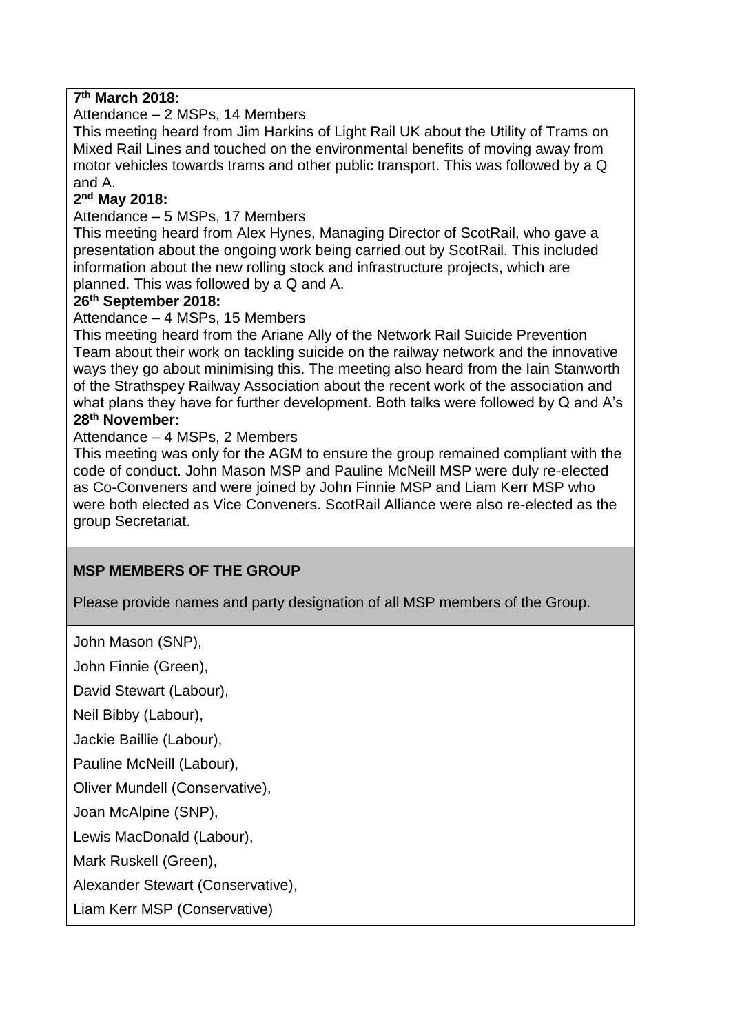**7th March 2018:**

Attendance – 2 MSPs, 14 Members

This meeting heard from Jim Harkins of Light Rail UK about the Utility of Trams on Mixed Rail Lines and touched on the environmental benefits of moving away from motor vehicles towards trams and other public transport. This was followed by a Q and A.

**2nd May 2018:**

Attendance – 5 MSPs, 17 Members

This meeting heard from Alex Hynes, Managing Director of ScotRail, who gave a presentation about the ongoing work being carried out by ScotRail. This included information about the new rolling stock and infrastructure projects, which are planned. This was followed by a Q and A.

**26th September 2018:**

Attendance – 4 MSPs, 15 Members

This meeting heard from the Ariane Ally of the Network Rail Suicide Prevention Team about their work on tackling suicide on the railway network and the innovative ways they go about minimising this. The meeting also heard from the Iain Stanworth of the Strathspey Railway Association about the recent work of the association and what plans they have for further development. Both talks were followed by Q and A's

**28th November:**

Attendance – 4 MSPs, 2 Members

This meeting was only for the AGM to ensure the group remained compliant with the code of conduct. John Mason MSP and Pauline McNeill MSP were duly re-elected as Co-Conveners and were joined by John Finnie MSP and Liam Kerr MSP who were both elected as Vice Conveners. ScotRail Alliance were also re-elected as the group Secretariat.

## MSP MEMBERS OF THE GROUP

Please provide names and party designation of all MSP members of the Group.

John Mason (SNP),

John Finnie (Green),

David Stewart (Labour),

Neil Bibby (Labour),

Jackie Baillie (Labour),

Pauline McNeill (Labour),

Oliver Mundell (Conservative),

Joan McAlpine (SNP),

Lewis MacDonald (Labour),

Mark Ruskell (Green),

Alexander Stewart (Conservative),

Liam Kerr MSP (Conservative)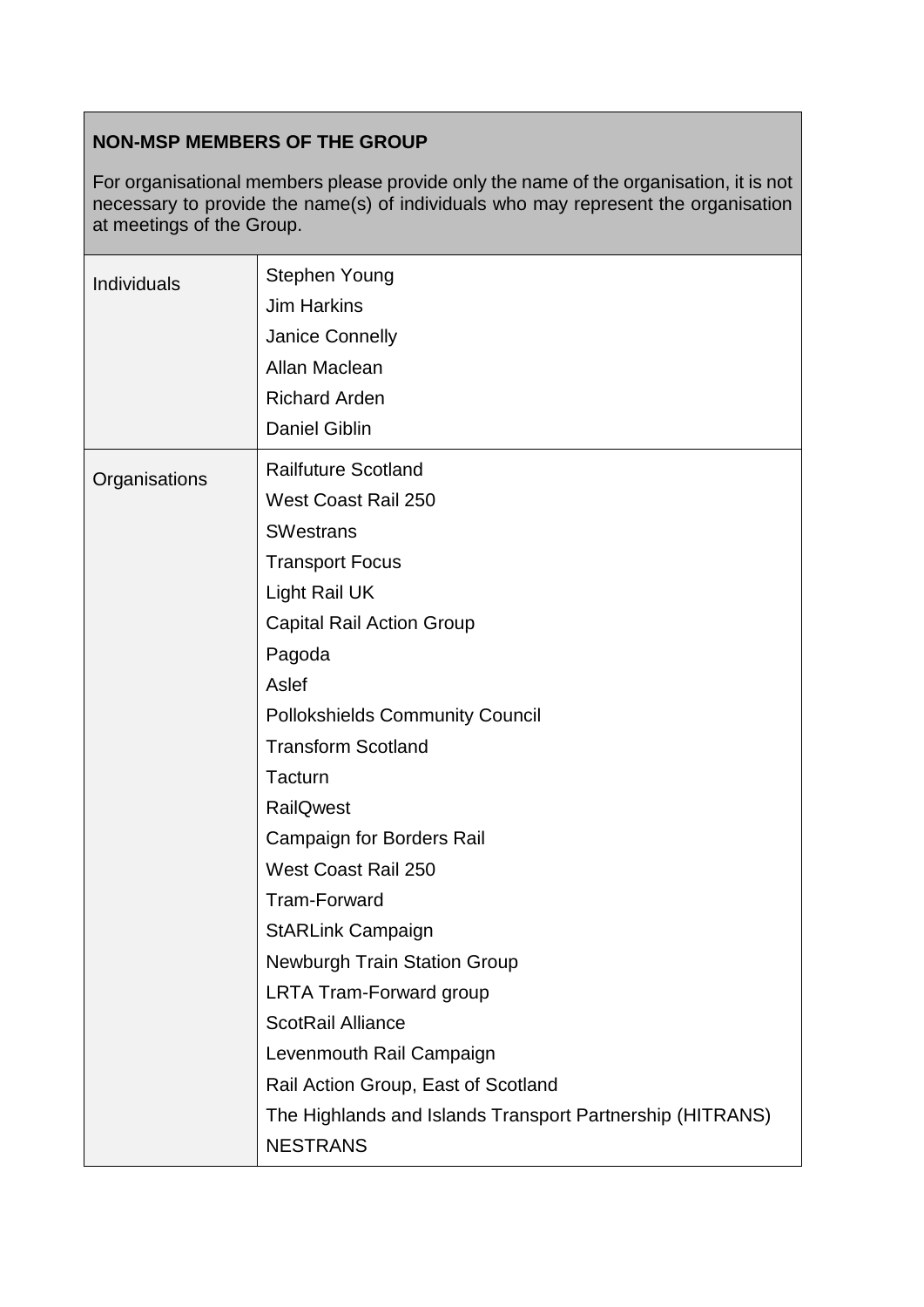| **NON-MSP MEMBERS OF THE GROUP**<br><br>For organisational members please provide only the name of the organisation, it is not necessary to provide the name(s) of individuals who may represent the organisation at meetings of the Group. | |
|---|---|
| Individuals | Stephen Young<br>Jim Harkins<br>Janice Connelly<br>Allan Maclean<br>Richard Arden<br>Daniel Giblin |
| Organisations | Railfuture Scotland<br>West Coast Rail 250<br>SWestrans<br>Transport Focus<br>Light Rail UK<br>Capital Rail Action Group<br>Pagoda<br>Aslef<br>Pollokshields Community Council<br>Transform Scotland<br>Tacturn<br>RailQwest<br>Campaign for Borders Rail<br>West Coast Rail 250<br>Tram-Forward<br>StARLink Campaign<br>Newburgh Train Station Group<br>LRTA Tram-Forward group<br>ScotRail Alliance<br>Levenmouth Rail Campaign<br>Rail Action Group, East of Scotland<br>The Highlands and Islands Transport Partnership (HITRANS)<br>NESTRANS |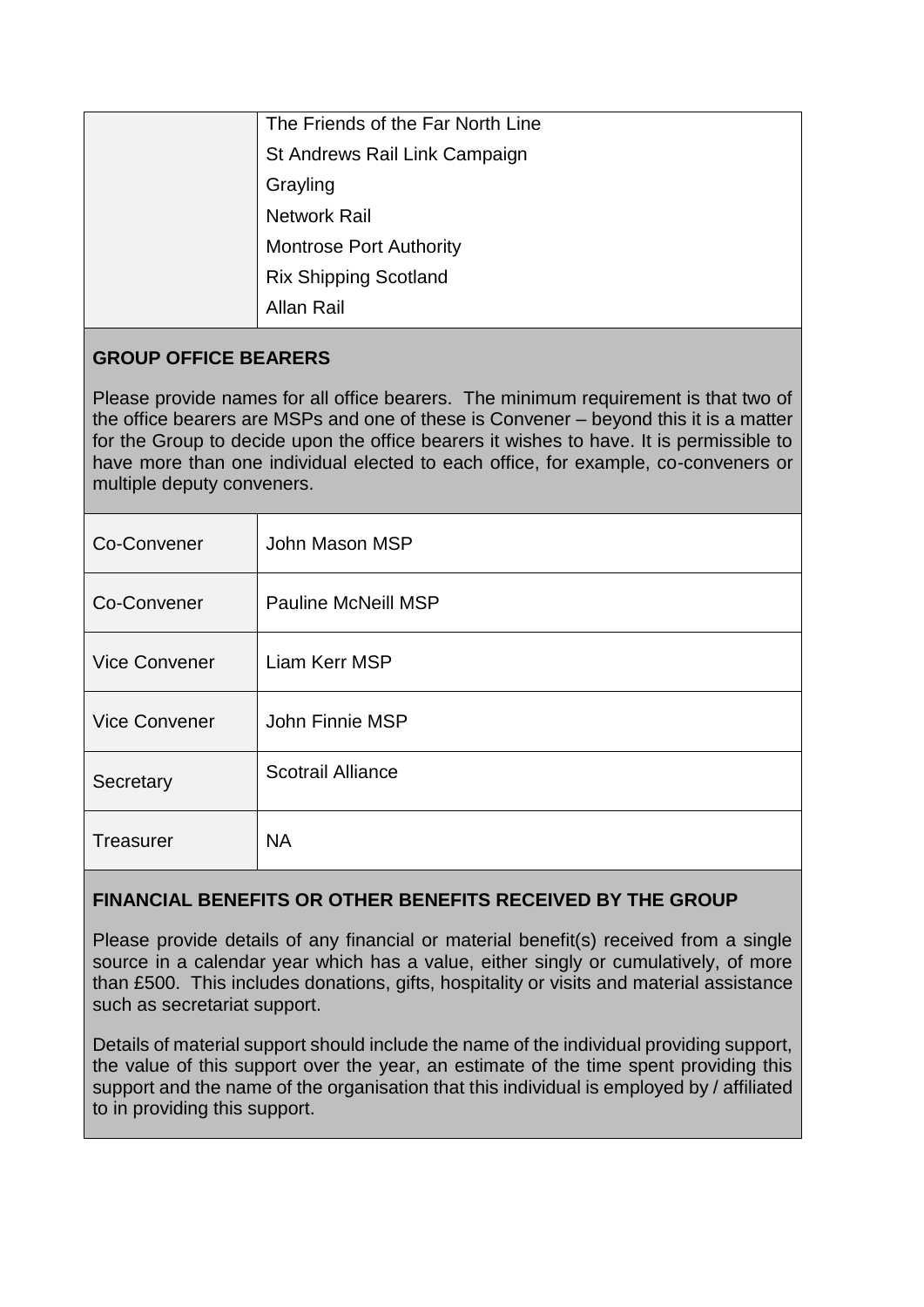| | |
|---|---|
| | The Friends of the Far North Line |
| | St Andrews Rail Link Campaign |
| | Grayling |
| | Network Rail |
| | Montrose Port Authority |
| | Rix Shipping Scotland |
| | Allan Rail |

**GROUP OFFICE BEARERS**

Please provide names for all office bearers. The minimum requirement is that two of the office bearers are MSPs and one of these is Convener – beyond this it is a matter for the Group to decide upon the office bearers it wishes to have. It is permissible to have more than one individual elected to each office, for example, co-conveners or multiple deputy conveners.

| | |
|---|---|
| Co-Convener | John Mason MSP |
| Co-Convener | Pauline McNeill MSP |
| Vice Convener | Liam Kerr MSP |
| Vice Convener | John Finnie MSP |
| Secretary | Scotrail Alliance |
| Treasurer | NA |

**FINANCIAL BENEFITS OR OTHER BENEFITS RECEIVED BY THE GROUP**

Please provide details of any financial or material benefit(s) received from a single source in a calendar year which has a value, either singly or cumulatively, of more than £500. This includes donations, gifts, hospitality or visits and material assistance such as secretariat support.

Details of material support should include the name of the individual providing support, the value of this support over the year, an estimate of the time spent providing this support and the name of the organisation that this individual is employed by / affiliated to in providing this support.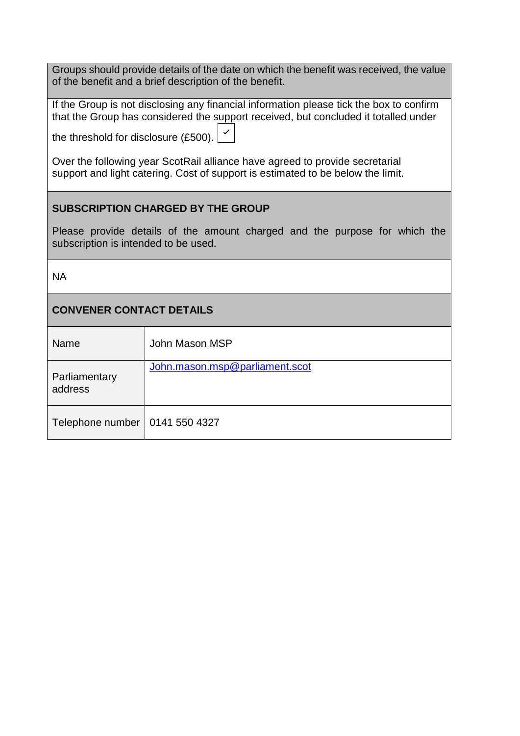Groups should provide details of the date on which the benefit was received, the value of the benefit and a brief description of the benefit.

If the Group is not disclosing any financial information please tick the box to confirm that the Group has considered the support received, but concluded it totalled under the threshold for disclosure (£500). ✓

Over the following year ScotRail alliance have agreed to provide secretarial support and light catering. Cost of support is estimated to be below the limit.

## SUBSCRIPTION CHARGED BY THE GROUP

Please provide details of the amount charged and the purpose for which the subscription is intended to be used.

NA

## CONVENER CONTACT DETAILS

| | |
|---|---|
| Name | John Mason MSP |
| Parliamentary address | John.mason.msp@parliament.scot |
| Telephone number | 0141 550 4327 |